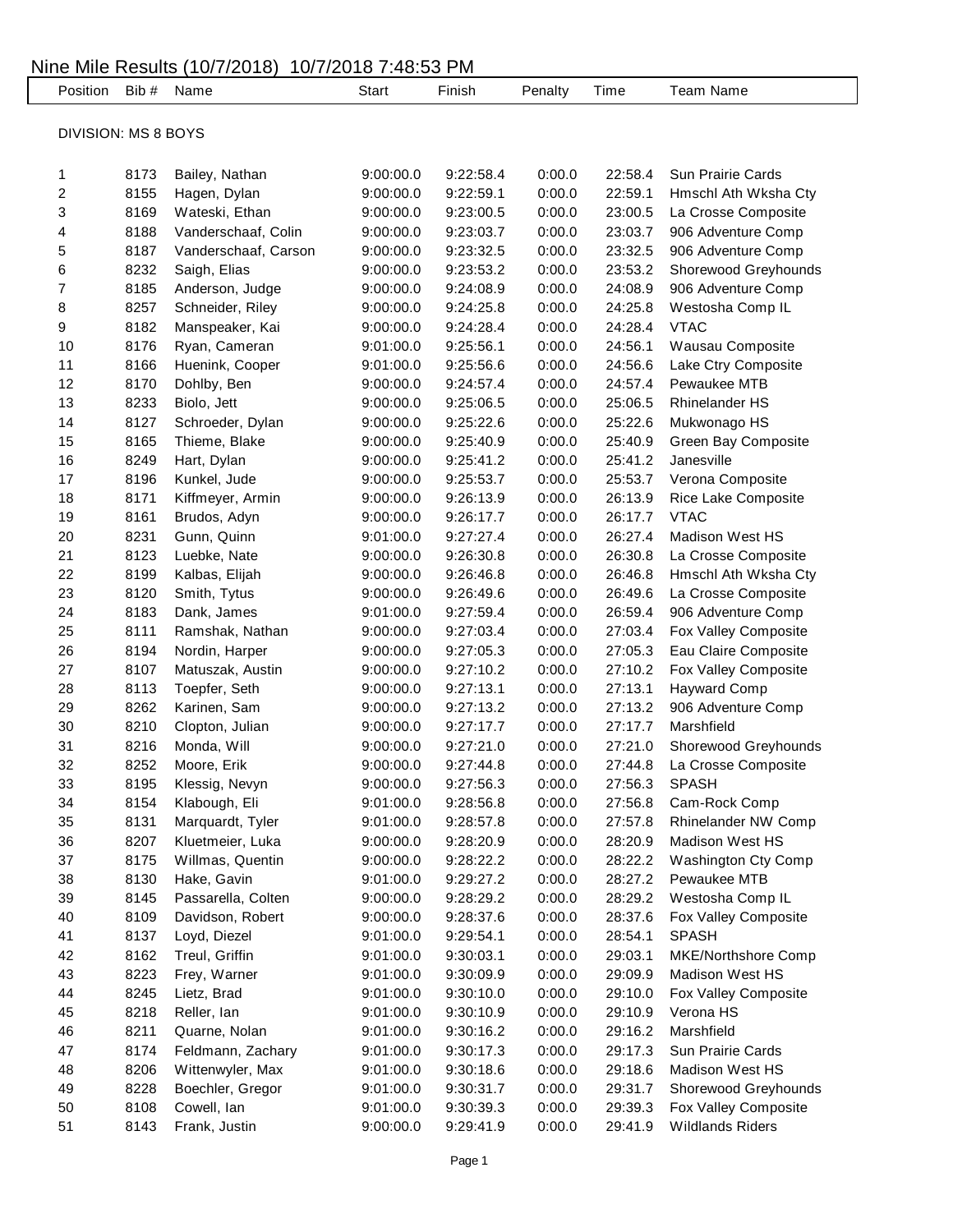# Nine Mile Results (10/7/2018) 10/7/2018 7:48:53 PM

DIVISION: MS 8 BOYS

| Position | Bib # | Name | Start | Finish | Penalty | Time | Team Name |
|---|---|---|---|---|---|---|---|
| 1 | 8173 | Bailey, Nathan | 9:00:00.0 | 9:22:58.4 | 0:00.0 | 22:58.4 | Sun Prairie Cards |
| 2 | 8155 | Hagen, Dylan | 9:00:00.0 | 9:22:59.1 | 0:00.0 | 22:59.1 | Hmschl Ath Wksha Cty |
| 3 | 8169 | Wateski, Ethan | 9:00:00.0 | 9:23:00.5 | 0:00.0 | 23:00.5 | La Crosse Composite |
| 4 | 8188 | Vanderschaaf, Colin | 9:00:00.0 | 9:23:03.7 | 0:00.0 | 23:03.7 | 906 Adventure Comp |
| 5 | 8187 | Vanderschaaf, Carson | 9:00:00.0 | 9:23:32.5 | 0:00.0 | 23:32.5 | 906 Adventure Comp |
| 6 | 8232 | Saigh, Elias | 9:00:00.0 | 9:23:53.2 | 0:00.0 | 23:53.2 | Shorewood Greyhounds |
| 7 | 8185 | Anderson, Judge | 9:00:00.0 | 9:24:08.9 | 0:00.0 | 24:08.9 | 906 Adventure Comp |
| 8 | 8257 | Schneider, Riley | 9:00:00.0 | 9:24:25.8 | 0:00.0 | 24:25.8 | Westosha Comp IL |
| 9 | 8182 | Manspeaker, Kai | 9:00:00.0 | 9:24:28.4 | 0:00.0 | 24:28.4 | VTAC |
| 10 | 8176 | Ryan, Cameran | 9:01:00.0 | 9:25:56.1 | 0:00.0 | 24:56.1 | Wausau Composite |
| 11 | 8166 | Huenink, Cooper | 9:01:00.0 | 9:25:56.6 | 0:00.0 | 24:56.6 | Lake Ctry Composite |
| 12 | 8170 | Dohlby, Ben | 9:00:00.0 | 9:24:57.4 | 0:00.0 | 24:57.4 | Pewaukee MTB |
| 13 | 8233 | Biolo, Jett | 9:00:00.0 | 9:25:06.5 | 0:00.0 | 25:06.5 | Rhinelander HS |
| 14 | 8127 | Schroeder, Dylan | 9:00:00.0 | 9:25:22.6 | 0:00.0 | 25:22.6 | Mukwonago HS |
| 15 | 8165 | Thieme, Blake | 9:00:00.0 | 9:25:40.9 | 0:00.0 | 25:40.9 | Green Bay Composite |
| 16 | 8249 | Hart, Dylan | 9:00:00.0 | 9:25:41.2 | 0:00.0 | 25:41.2 | Janesville |
| 17 | 8196 | Kunkel, Jude | 9:00:00.0 | 9:25:53.7 | 0:00.0 | 25:53.7 | Verona Composite |
| 18 | 8171 | Kiffmeyer, Armin | 9:00:00.0 | 9:26:13.9 | 0:00.0 | 26:13.9 | Rice Lake Composite |
| 19 | 8161 | Brudos, Adyn | 9:00:00.0 | 9:26:17.7 | 0:00.0 | 26:17.7 | VTAC |
| 20 | 8231 | Gunn, Quinn | 9:01:00.0 | 9:27:27.4 | 0:00.0 | 26:27.4 | Madison West HS |
| 21 | 8123 | Luebke, Nate | 9:00:00.0 | 9:26:30.8 | 0:00.0 | 26:30.8 | La Crosse Composite |
| 22 | 8199 | Kalbas, Elijah | 9:00:00.0 | 9:26:46.8 | 0:00.0 | 26:46.8 | Hmschl Ath Wksha Cty |
| 23 | 8120 | Smith, Tytus | 9:00:00.0 | 9:26:49.6 | 0:00.0 | 26:49.6 | La Crosse Composite |
| 24 | 8183 | Dank, James | 9:01:00.0 | 9:27:59.4 | 0:00.0 | 26:59.4 | 906 Adventure Comp |
| 25 | 8111 | Ramshak, Nathan | 9:00:00.0 | 9:27:03.4 | 0:00.0 | 27:03.4 | Fox Valley Composite |
| 26 | 8194 | Nordin, Harper | 9:00:00.0 | 9:27:05.3 | 0:00.0 | 27:05.3 | Eau Claire Composite |
| 27 | 8107 | Matuszak, Austin | 9:00:00.0 | 9:27:10.2 | 0:00.0 | 27:10.2 | Fox Valley Composite |
| 28 | 8113 | Toepfer, Seth | 9:00:00.0 | 9:27:13.1 | 0:00.0 | 27:13.1 | Hayward Comp |
| 29 | 8262 | Karinen, Sam | 9:00:00.0 | 9:27:13.2 | 0:00.0 | 27:13.2 | 906 Adventure Comp |
| 30 | 8210 | Clopton, Julian | 9:00:00.0 | 9:27:17.7 | 0:00.0 | 27:17.7 | Marshfield |
| 31 | 8216 | Monda, Will | 9:00:00.0 | 9:27:21.0 | 0:00.0 | 27:21.0 | Shorewood Greyhounds |
| 32 | 8252 | Moore, Erik | 9:00:00.0 | 9:27:44.8 | 0:00.0 | 27:44.8 | La Crosse Composite |
| 33 | 8195 | Klessig, Nevyn | 9:00:00.0 | 9:27:56.3 | 0:00.0 | 27:56.3 | SPASH |
| 34 | 8154 | Klabough, Eli | 9:01:00.0 | 9:28:56.8 | 0:00.0 | 27:56.8 | Cam-Rock Comp |
| 35 | 8131 | Marquardt, Tyler | 9:01:00.0 | 9:28:57.8 | 0:00.0 | 27:57.8 | Rhinelander NW Comp |
| 36 | 8207 | Kluetmeier, Luka | 9:00:00.0 | 9:28:20.9 | 0:00.0 | 28:20.9 | Madison West HS |
| 37 | 8175 | Willmas, Quentin | 9:00:00.0 | 9:28:22.2 | 0:00.0 | 28:22.2 | Washington Cty Comp |
| 38 | 8130 | Hake, Gavin | 9:01:00.0 | 9:29:27.2 | 0:00.0 | 28:27.2 | Pewaukee MTB |
| 39 | 8145 | Passarella, Colten | 9:00:00.0 | 9:28:29.2 | 0:00.0 | 28:29.2 | Westosha Comp IL |
| 40 | 8109 | Davidson, Robert | 9:00:00.0 | 9:28:37.6 | 0:00.0 | 28:37.6 | Fox Valley Composite |
| 41 | 8137 | Loyd, Diezel | 9:01:00.0 | 9:29:54.1 | 0:00.0 | 28:54.1 | SPASH |
| 42 | 8162 | Treul, Griffin | 9:01:00.0 | 9:30:03.1 | 0:00.0 | 29:03.1 | MKE/Northshore Comp |
| 43 | 8223 | Frey, Warner | 9:01:00.0 | 9:30:09.9 | 0:00.0 | 29:09.9 | Madison West HS |
| 44 | 8245 | Lietz, Brad | 9:01:00.0 | 9:30:10.0 | 0:00.0 | 29:10.0 | Fox Valley Composite |
| 45 | 8218 | Reller, Ian | 9:01:00.0 | 9:30:10.9 | 0:00.0 | 29:10.9 | Verona HS |
| 46 | 8211 | Quarne, Nolan | 9:01:00.0 | 9:30:16.2 | 0:00.0 | 29:16.2 | Marshfield |
| 47 | 8174 | Feldmann, Zachary | 9:01:00.0 | 9:30:17.3 | 0:00.0 | 29:17.3 | Sun Prairie Cards |
| 48 | 8206 | Wittenwyler, Max | 9:01:00.0 | 9:30:18.6 | 0:00.0 | 29:18.6 | Madison West HS |
| 49 | 8228 | Boechler, Gregor | 9:01:00.0 | 9:30:31.7 | 0:00.0 | 29:31.7 | Shorewood Greyhounds |
| 50 | 8108 | Cowell, Ian | 9:01:00.0 | 9:30:39.3 | 0:00.0 | 29:39.3 | Fox Valley Composite |
| 51 | 8143 | Frank, Justin | 9:00:00.0 | 9:29:41.9 | 0:00.0 | 29:41.9 | Wildlands Riders |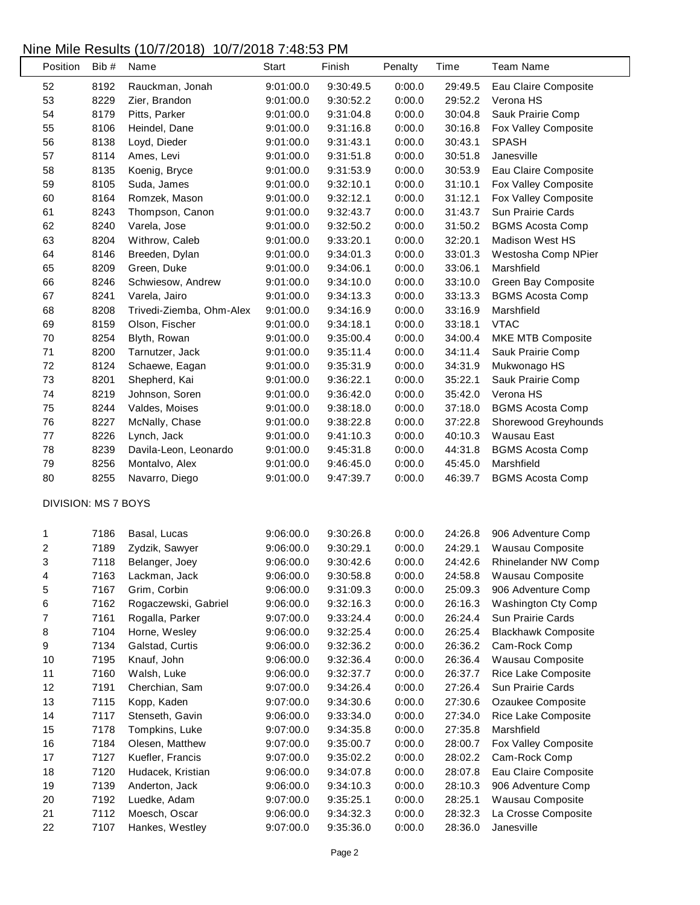# Nine Mile Results (10/7/2018) 10/7/2018 7:48:53 PM

| Position | Bib # | Name | Start | Finish | Penalty | Time | Team Name |
|---|---|---|---|---|---|---|---|
| 52 | 8192 | Rauckman, Jonah | 9:01:00.0 | 9:30:49.5 | 0:00.0 | 29:49.5 | Eau Claire Composite |
| 53 | 8229 | Zier, Brandon | 9:01:00.0 | 9:30:52.2 | 0:00.0 | 29:52.2 | Verona HS |
| 54 | 8179 | Pitts, Parker | 9:01:00.0 | 9:31:04.8 | 0:00.0 | 30:04.8 | Sauk Prairie Comp |
| 55 | 8106 | Heindel, Dane | 9:01:00.0 | 9:31:16.8 | 0:00.0 | 30:16.8 | Fox Valley Composite |
| 56 | 8138 | Loyd, Dieder | 9:01:00.0 | 9:31:43.1 | 0:00.0 | 30:43.1 | SPASH |
| 57 | 8114 | Ames, Levi | 9:01:00.0 | 9:31:51.8 | 0:00.0 | 30:51.8 | Janesville |
| 58 | 8135 | Koenig, Bryce | 9:01:00.0 | 9:31:53.9 | 0:00.0 | 30:53.9 | Eau Claire Composite |
| 59 | 8105 | Suda, James | 9:01:00.0 | 9:32:10.1 | 0:00.0 | 31:10.1 | Fox Valley Composite |
| 60 | 8164 | Romzek, Mason | 9:01:00.0 | 9:32:12.1 | 0:00.0 | 31:12.1 | Fox Valley Composite |
| 61 | 8243 | Thompson, Canon | 9:01:00.0 | 9:32:43.7 | 0:00.0 | 31:43.7 | Sun Prairie Cards |
| 62 | 8240 | Varela, Jose | 9:01:00.0 | 9:32:50.2 | 0:00.0 | 31:50.2 | BGMS Acosta Comp |
| 63 | 8204 | Withrow, Caleb | 9:01:00.0 | 9:33:20.1 | 0:00.0 | 32:20.1 | Madison West HS |
| 64 | 8146 | Breeden, Dylan | 9:01:00.0 | 9:34:01.3 | 0:00.0 | 33:01.3 | Westosha Comp NPier |
| 65 | 8209 | Green, Duke | 9:01:00.0 | 9:34:06.1 | 0:00.0 | 33:06.1 | Marshfield |
| 66 | 8246 | Schwiesow, Andrew | 9:01:00.0 | 9:34:10.0 | 0:00.0 | 33:10.0 | Green Bay Composite |
| 67 | 8241 | Varela, Jairo | 9:01:00.0 | 9:34:13.3 | 0:00.0 | 33:13.3 | BGMS Acosta Comp |
| 68 | 8208 | Trivedi-Ziemba, Ohm-Alex | 9:01:00.0 | 9:34:16.9 | 0:00.0 | 33:16.9 | Marshfield |
| 69 | 8159 | Olson, Fischer | 9:01:00.0 | 9:34:18.1 | 0:00.0 | 33:18.1 | VTAC |
| 70 | 8254 | Blyth, Rowan | 9:01:00.0 | 9:35:00.4 | 0:00.0 | 34:00.4 | MKE MTB Composite |
| 71 | 8200 | Tarnutzer, Jack | 9:01:00.0 | 9:35:11.4 | 0:00.0 | 34:11.4 | Sauk Prairie Comp |
| 72 | 8124 | Schaewe, Eagan | 9:01:00.0 | 9:35:31.9 | 0:00.0 | 34:31.9 | Mukwonago HS |
| 73 | 8201 | Shepherd, Kai | 9:01:00.0 | 9:36:22.1 | 0:00.0 | 35:22.1 | Sauk Prairie Comp |
| 74 | 8219 | Johnson, Soren | 9:01:00.0 | 9:36:42.0 | 0:00.0 | 35:42.0 | Verona HS |
| 75 | 8244 | Valdes, Moises | 9:01:00.0 | 9:38:18.0 | 0:00.0 | 37:18.0 | BGMS Acosta Comp |
| 76 | 8227 | McNally, Chase | 9:01:00.0 | 9:38:22.8 | 0:00.0 | 37:22.8 | Shorewood Greyhounds |
| 77 | 8226 | Lynch, Jack | 9:01:00.0 | 9:41:10.3 | 0:00.0 | 40:10.3 | Wausau East |
| 78 | 8239 | Davila-Leon, Leonardo | 9:01:00.0 | 9:45:31.8 | 0:00.0 | 44:31.8 | BGMS Acosta Comp |
| 79 | 8256 | Montalvo, Alex | 9:01:00.0 | 9:46:45.0 | 0:00.0 | 45:45.0 | Marshfield |
| 80 | 8255 | Navarro, Diego | 9:01:00.0 | 9:47:39.7 | 0:00.0 | 46:39.7 | BGMS Acosta Comp |

DIVISION: MS 7 BOYS

| Position | Bib # | Name | Start | Finish | Penalty | Time | Team Name |
|---|---|---|---|---|---|---|---|
| 1 | 7186 | Basal, Lucas | 9:06:00.0 | 9:30:26.8 | 0:00.0 | 24:26.8 | 906 Adventure Comp |
| 2 | 7189 | Zydzik, Sawyer | 9:06:00.0 | 9:30:29.1 | 0:00.0 | 24:29.1 | Wausau Composite |
| 3 | 7118 | Belanger, Joey | 9:06:00.0 | 9:30:42.6 | 0:00.0 | 24:42.6 | Rhinelander NW Comp |
| 4 | 7163 | Lackman, Jack | 9:06:00.0 | 9:30:58.8 | 0:00.0 | 24:58.8 | Wausau Composite |
| 5 | 7167 | Grim, Corbin | 9:06:00.0 | 9:31:09.3 | 0:00.0 | 25:09.3 | 906 Adventure Comp |
| 6 | 7162 | Rogaczewski, Gabriel | 9:06:00.0 | 9:32:16.3 | 0:00.0 | 26:16.3 | Washington Cty Comp |
| 7 | 7161 | Rogalla, Parker | 9:07:00.0 | 9:33:24.4 | 0:00.0 | 26:24.4 | Sun Prairie Cards |
| 8 | 7104 | Horne, Wesley | 9:06:00.0 | 9:32:25.4 | 0:00.0 | 26:25.4 | Blackhawk Composite |
| 9 | 7134 | Galstad, Curtis | 9:06:00.0 | 9:32:36.2 | 0:00.0 | 26:36.2 | Cam-Rock Comp |
| 10 | 7195 | Knauf, John | 9:06:00.0 | 9:32:36.4 | 0:00.0 | 26:36.4 | Wausau Composite |
| 11 | 7160 | Walsh, Luke | 9:06:00.0 | 9:32:37.7 | 0:00.0 | 26:37.7 | Rice Lake Composite |
| 12 | 7191 | Cherchian, Sam | 9:07:00.0 | 9:34:26.4 | 0:00.0 | 27:26.4 | Sun Prairie Cards |
| 13 | 7115 | Kopp, Kaden | 9:07:00.0 | 9:34:30.6 | 0:00.0 | 27:30.6 | Ozaukee Composite |
| 14 | 7117 | Stenseth, Gavin | 9:06:00.0 | 9:33:34.0 | 0:00.0 | 27:34.0 | Rice Lake Composite |
| 15 | 7178 | Tompkins, Luke | 9:07:00.0 | 9:34:35.8 | 0:00.0 | 27:35.8 | Marshfield |
| 16 | 7184 | Olesen, Matthew | 9:07:00.0 | 9:35:00.7 | 0:00.0 | 28:00.7 | Fox Valley Composite |
| 17 | 7127 | Kuefler, Francis | 9:07:00.0 | 9:35:02.2 | 0:00.0 | 28:02.2 | Cam-Rock Comp |
| 18 | 7120 | Hudacek, Kristian | 9:06:00.0 | 9:34:07.8 | 0:00.0 | 28:07.8 | Eau Claire Composite |
| 19 | 7139 | Anderton, Jack | 9:06:00.0 | 9:34:10.3 | 0:00.0 | 28:10.3 | 906 Adventure Comp |
| 20 | 7192 | Luedke, Adam | 9:07:00.0 | 9:35:25.1 | 0:00.0 | 28:25.1 | Wausau Composite |
| 21 | 7112 | Moesch, Oscar | 9:06:00.0 | 9:34:32.3 | 0:00.0 | 28:32.3 | La Crosse Composite |
| 22 | 7107 | Hankes, Westley | 9:07:00.0 | 9:35:36.0 | 0:00.0 | 28:36.0 | Janesville |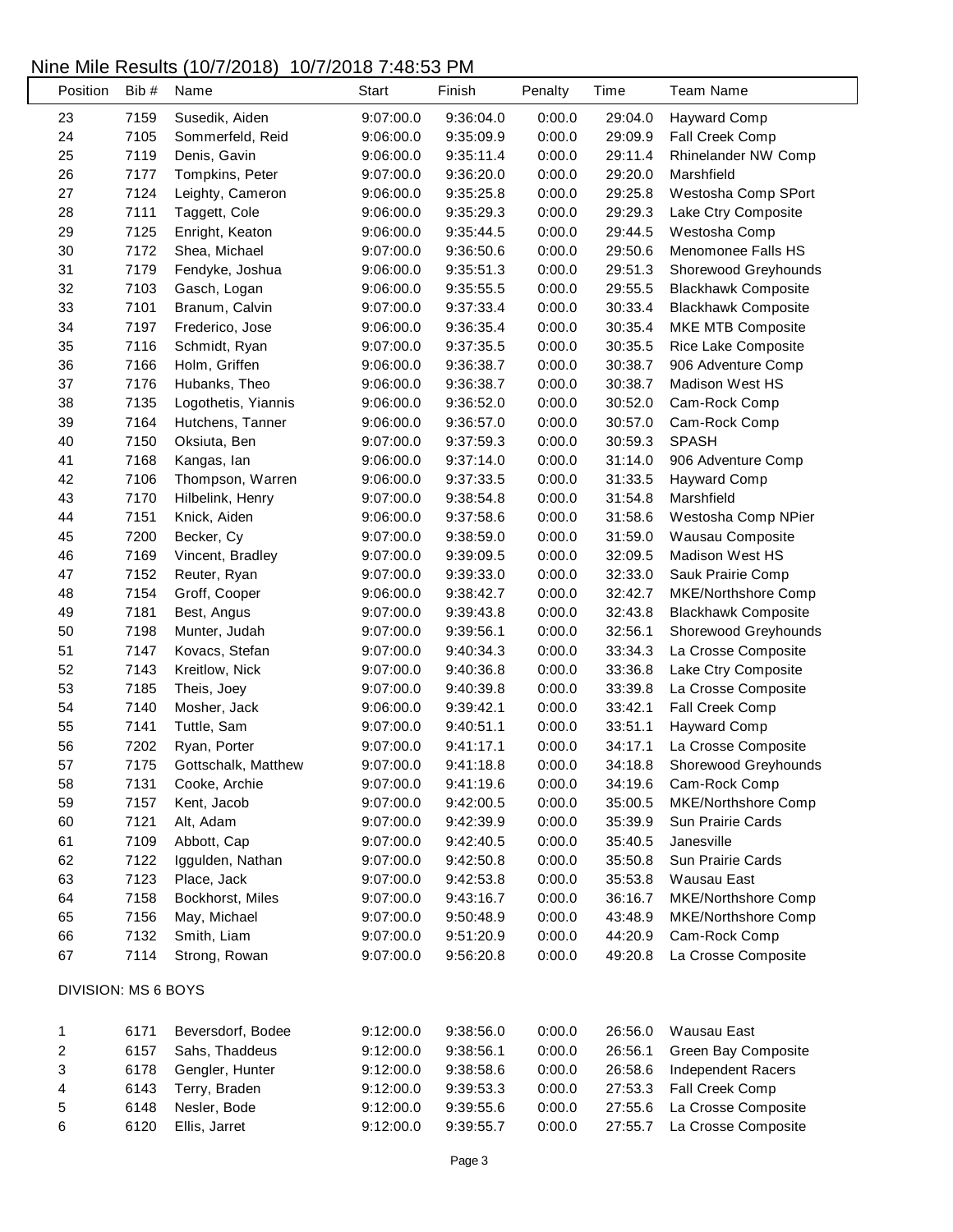# Nine Mile Results (10/7/2018) 10/7/2018 7:48:53 PM

| Position | Bib # | Name | Start | Finish | Penalty | Time | Team Name |
|---|---|---|---|---|---|---|---|
| 23 | 7159 | Susedik, Aiden | 9:07:00.0 | 9:36:04.0 | 0:00.0 | 29:04.0 | Hayward Comp |
| 24 | 7105 | Sommerfeld, Reid | 9:06:00.0 | 9:35:09.9 | 0:00.0 | 29:09.9 | Fall Creek Comp |
| 25 | 7119 | Denis, Gavin | 9:06:00.0 | 9:35:11.4 | 0:00.0 | 29:11.4 | Rhinelander NW Comp |
| 26 | 7177 | Tompkins, Peter | 9:07:00.0 | 9:36:20.0 | 0:00.0 | 29:20.0 | Marshfield |
| 27 | 7124 | Leighty, Cameron | 9:06:00.0 | 9:35:25.8 | 0:00.0 | 29:25.8 | Westosha Comp SPort |
| 28 | 7111 | Taggett, Cole | 9:06:00.0 | 9:35:29.3 | 0:00.0 | 29:29.3 | Lake Ctry Composite |
| 29 | 7125 | Enright, Keaton | 9:06:00.0 | 9:35:44.5 | 0:00.0 | 29:44.5 | Westosha Comp |
| 30 | 7172 | Shea, Michael | 9:07:00.0 | 9:36:50.6 | 0:00.0 | 29:50.6 | Menomonee Falls HS |
| 31 | 7179 | Fendyke, Joshua | 9:06:00.0 | 9:35:51.3 | 0:00.0 | 29:51.3 | Shorewood Greyhounds |
| 32 | 7103 | Gasch, Logan | 9:06:00.0 | 9:35:55.5 | 0:00.0 | 29:55.5 | Blackhawk Composite |
| 33 | 7101 | Branum, Calvin | 9:07:00.0 | 9:37:33.4 | 0:00.0 | 30:33.4 | Blackhawk Composite |
| 34 | 7197 | Frederico, Jose | 9:06:00.0 | 9:36:35.4 | 0:00.0 | 30:35.4 | MKE MTB Composite |
| 35 | 7116 | Schmidt, Ryan | 9:07:00.0 | 9:37:35.5 | 0:00.0 | 30:35.5 | Rice Lake Composite |
| 36 | 7166 | Holm, Griffen | 9:06:00.0 | 9:36:38.7 | 0:00.0 | 30:38.7 | 906 Adventure Comp |
| 37 | 7176 | Hubanks, Theo | 9:06:00.0 | 9:36:38.7 | 0:00.0 | 30:38.7 | Madison West HS |
| 38 | 7135 | Logothetis, Yiannis | 9:06:00.0 | 9:36:52.0 | 0:00.0 | 30:52.0 | Cam-Rock Comp |
| 39 | 7164 | Hutchens, Tanner | 9:06:00.0 | 9:36:57.0 | 0:00.0 | 30:57.0 | Cam-Rock Comp |
| 40 | 7150 | Oksiuta, Ben | 9:07:00.0 | 9:37:59.3 | 0:00.0 | 30:59.3 | SPASH |
| 41 | 7168 | Kangas, Ian | 9:06:00.0 | 9:37:14.0 | 0:00.0 | 31:14.0 | 906 Adventure Comp |
| 42 | 7106 | Thompson, Warren | 9:06:00.0 | 9:37:33.5 | 0:00.0 | 31:33.5 | Hayward Comp |
| 43 | 7170 | Hilbelink, Henry | 9:07:00.0 | 9:38:54.8 | 0:00.0 | 31:54.8 | Marshfield |
| 44 | 7151 | Knick, Aiden | 9:06:00.0 | 9:37:58.6 | 0:00.0 | 31:58.6 | Westosha Comp NPier |
| 45 | 7200 | Becker, Cy | 9:07:00.0 | 9:38:59.0 | 0:00.0 | 31:59.0 | Wausau Composite |
| 46 | 7169 | Vincent, Bradley | 9:07:00.0 | 9:39:09.5 | 0:00.0 | 32:09.5 | Madison West HS |
| 47 | 7152 | Reuter, Ryan | 9:07:00.0 | 9:39:33.0 | 0:00.0 | 32:33.0 | Sauk Prairie Comp |
| 48 | 7154 | Groff, Cooper | 9:06:00.0 | 9:38:42.7 | 0:00.0 | 32:42.7 | MKE/Northshore Comp |
| 49 | 7181 | Best, Angus | 9:07:00.0 | 9:39:43.8 | 0:00.0 | 32:43.8 | Blackhawk Composite |
| 50 | 7198 | Munter, Judah | 9:07:00.0 | 9:39:56.1 | 0:00.0 | 32:56.1 | Shorewood Greyhounds |
| 51 | 7147 | Kovacs, Stefan | 9:07:00.0 | 9:40:34.3 | 0:00.0 | 33:34.3 | La Crosse Composite |
| 52 | 7143 | Kreitlow, Nick | 9:07:00.0 | 9:40:36.8 | 0:00.0 | 33:36.8 | Lake Ctry Composite |
| 53 | 7185 | Theis, Joey | 9:07:00.0 | 9:40:39.8 | 0:00.0 | 33:39.8 | La Crosse Composite |
| 54 | 7140 | Mosher, Jack | 9:06:00.0 | 9:39:42.1 | 0:00.0 | 33:42.1 | Fall Creek Comp |
| 55 | 7141 | Tuttle, Sam | 9:07:00.0 | 9:40:51.1 | 0:00.0 | 33:51.1 | Hayward Comp |
| 56 | 7202 | Ryan, Porter | 9:07:00.0 | 9:41:17.1 | 0:00.0 | 34:17.1 | La Crosse Composite |
| 57 | 7175 | Gottschalk, Matthew | 9:07:00.0 | 9:41:18.8 | 0:00.0 | 34:18.8 | Shorewood Greyhounds |
| 58 | 7131 | Cooke, Archie | 9:07:00.0 | 9:41:19.6 | 0:00.0 | 34:19.6 | Cam-Rock Comp |
| 59 | 7157 | Kent, Jacob | 9:07:00.0 | 9:42:00.5 | 0:00.0 | 35:00.5 | MKE/Northshore Comp |
| 60 | 7121 | Alt, Adam | 9:07:00.0 | 9:42:39.9 | 0:00.0 | 35:39.9 | Sun Prairie Cards |
| 61 | 7109 | Abbott, Cap | 9:07:00.0 | 9:42:40.5 | 0:00.0 | 35:40.5 | Janesville |
| 62 | 7122 | Iggulden, Nathan | 9:07:00.0 | 9:42:50.8 | 0:00.0 | 35:50.8 | Sun Prairie Cards |
| 63 | 7123 | Place, Jack | 9:07:00.0 | 9:42:53.8 | 0:00.0 | 35:53.8 | Wausau East |
| 64 | 7158 | Bockhorst, Miles | 9:07:00.0 | 9:43:16.7 | 0:00.0 | 36:16.7 | MKE/Northshore Comp |
| 65 | 7156 | May, Michael | 9:07:00.0 | 9:50:48.9 | 0:00.0 | 43:48.9 | MKE/Northshore Comp |
| 66 | 7132 | Smith, Liam | 9:07:00.0 | 9:51:20.9 | 0:00.0 | 44:20.9 | Cam-Rock Comp |
| 67 | 7114 | Strong, Rowan | 9:07:00.0 | 9:56:20.8 | 0:00.0 | 49:20.8 | La Crosse Composite |

DIVISION: MS 6 BOYS

| Position | Bib # | Name | Start | Finish | Penalty | Time | Team Name |
|---|---|---|---|---|---|---|---|
| 1 | 6171 | Beversdorf, Bodee | 9:12:00.0 | 9:38:56.0 | 0:00.0 | 26:56.0 | Wausau East |
| 2 | 6157 | Sahs, Thaddeus | 9:12:00.0 | 9:38:56.1 | 0:00.0 | 26:56.1 | Green Bay Composite |
| 3 | 6178 | Gengler, Hunter | 9:12:00.0 | 9:38:58.6 | 0:00.0 | 26:58.6 | Independent Racers |
| 4 | 6143 | Terry, Braden | 9:12:00.0 | 9:39:53.3 | 0:00.0 | 27:53.3 | Fall Creek Comp |
| 5 | 6148 | Nesler, Bode | 9:12:00.0 | 9:39:55.6 | 0:00.0 | 27:55.6 | La Crosse Composite |
| 6 | 6120 | Ellis, Jarret | 9:12:00.0 | 9:39:55.7 | 0:00.0 | 27:55.7 | La Crosse Composite |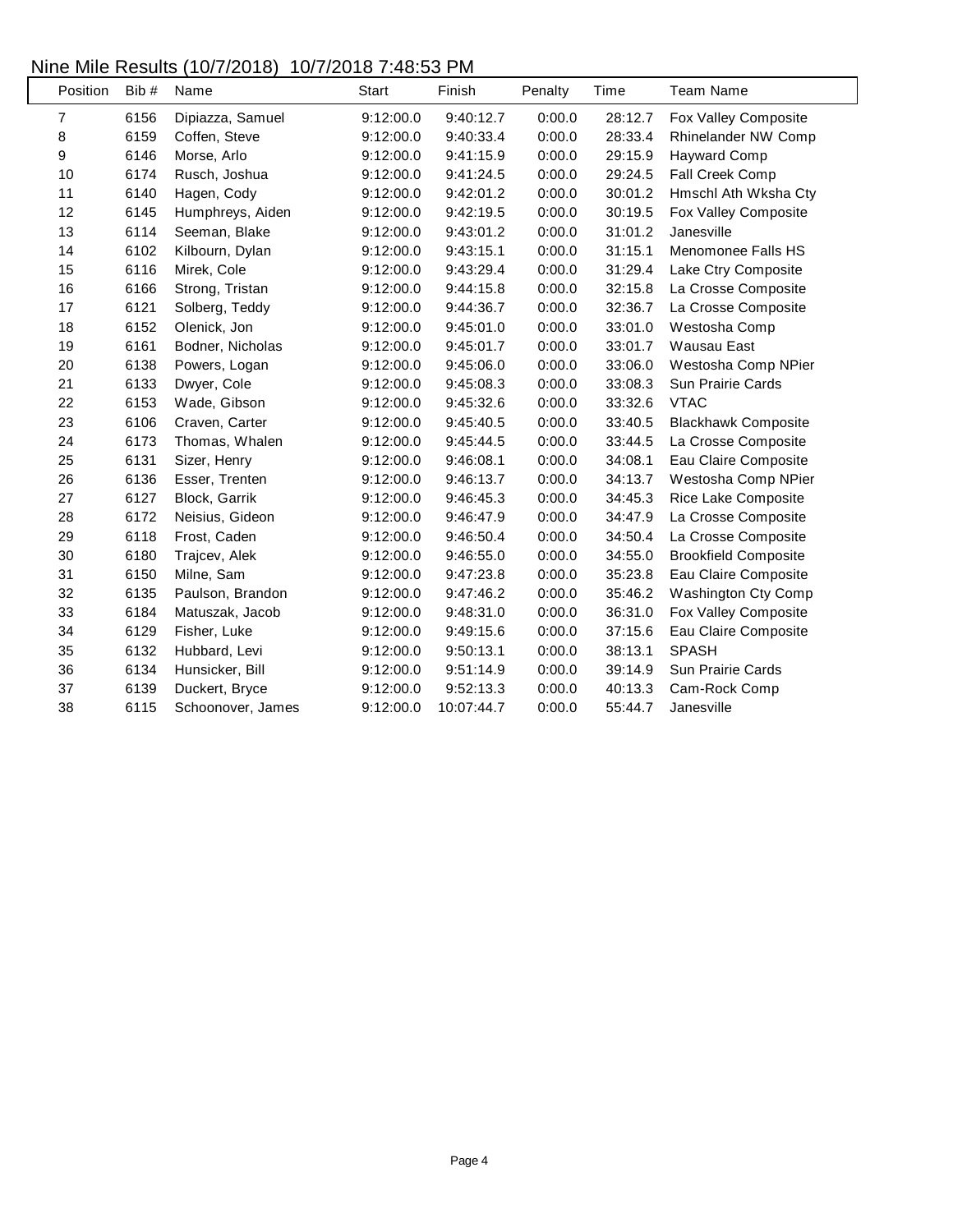# Nine Mile Results (10/7/2018) 10/7/2018 7:48:53 PM

| Position | Bib # | Name | Start | Finish | Penalty | Time | Team Name |
|---|---|---|---|---|---|---|---|
| 7 | 6156 | Dipiazza, Samuel | 9:12:00.0 | 9:40:12.7 | 0:00.0 | 28:12.7 | Fox Valley Composite |
| 8 | 6159 | Coffen, Steve | 9:12:00.0 | 9:40:33.4 | 0:00.0 | 28:33.4 | Rhinelander NW Comp |
| 9 | 6146 | Morse, Arlo | 9:12:00.0 | 9:41:15.9 | 0:00.0 | 29:15.9 | Hayward Comp |
| 10 | 6174 | Rusch, Joshua | 9:12:00.0 | 9:41:24.5 | 0:00.0 | 29:24.5 | Fall Creek Comp |
| 11 | 6140 | Hagen, Cody | 9:12:00.0 | 9:42:01.2 | 0:00.0 | 30:01.2 | Hmschl Ath Wksha Cty |
| 12 | 6145 | Humphreys, Aiden | 9:12:00.0 | 9:42:19.5 | 0:00.0 | 30:19.5 | Fox Valley Composite |
| 13 | 6114 | Seeman, Blake | 9:12:00.0 | 9:43:01.2 | 0:00.0 | 31:01.2 | Janesville |
| 14 | 6102 | Kilbourn, Dylan | 9:12:00.0 | 9:43:15.1 | 0:00.0 | 31:15.1 | Menomonee Falls HS |
| 15 | 6116 | Mirek, Cole | 9:12:00.0 | 9:43:29.4 | 0:00.0 | 31:29.4 | Lake Ctry Composite |
| 16 | 6166 | Strong, Tristan | 9:12:00.0 | 9:44:15.8 | 0:00.0 | 32:15.8 | La Crosse Composite |
| 17 | 6121 | Solberg, Teddy | 9:12:00.0 | 9:44:36.7 | 0:00.0 | 32:36.7 | La Crosse Composite |
| 18 | 6152 | Olenick, Jon | 9:12:00.0 | 9:45:01.0 | 0:00.0 | 33:01.0 | Westosha Comp |
| 19 | 6161 | Bodner, Nicholas | 9:12:00.0 | 9:45:01.7 | 0:00.0 | 33:01.7 | Wausau East |
| 20 | 6138 | Powers, Logan | 9:12:00.0 | 9:45:06.0 | 0:00.0 | 33:06.0 | Westosha Comp NPier |
| 21 | 6133 | Dwyer, Cole | 9:12:00.0 | 9:45:08.3 | 0:00.0 | 33:08.3 | Sun Prairie Cards |
| 22 | 6153 | Wade, Gibson | 9:12:00.0 | 9:45:32.6 | 0:00.0 | 33:32.6 | VTAC |
| 23 | 6106 | Craven, Carter | 9:12:00.0 | 9:45:40.5 | 0:00.0 | 33:40.5 | Blackhawk Composite |
| 24 | 6173 | Thomas, Whalen | 9:12:00.0 | 9:45:44.5 | 0:00.0 | 33:44.5 | La Crosse Composite |
| 25 | 6131 | Sizer, Henry | 9:12:00.0 | 9:46:08.1 | 0:00.0 | 34:08.1 | Eau Claire Composite |
| 26 | 6136 | Esser, Trenten | 9:12:00.0 | 9:46:13.7 | 0:00.0 | 34:13.7 | Westosha Comp NPier |
| 27 | 6127 | Block, Garrik | 9:12:00.0 | 9:46:45.3 | 0:00.0 | 34:45.3 | Rice Lake Composite |
| 28 | 6172 | Neisius, Gideon | 9:12:00.0 | 9:46:47.9 | 0:00.0 | 34:47.9 | La Crosse Composite |
| 29 | 6118 | Frost, Caden | 9:12:00.0 | 9:46:50.4 | 0:00.0 | 34:50.4 | La Crosse Composite |
| 30 | 6180 | Trajcev, Alek | 9:12:00.0 | 9:46:55.0 | 0:00.0 | 34:55.0 | Brookfield Composite |
| 31 | 6150 | Milne, Sam | 9:12:00.0 | 9:47:23.8 | 0:00.0 | 35:23.8 | Eau Claire Composite |
| 32 | 6135 | Paulson, Brandon | 9:12:00.0 | 9:47:46.2 | 0:00.0 | 35:46.2 | Washington Cty Comp |
| 33 | 6184 | Matuszak, Jacob | 9:12:00.0 | 9:48:31.0 | 0:00.0 | 36:31.0 | Fox Valley Composite |
| 34 | 6129 | Fisher, Luke | 9:12:00.0 | 9:49:15.6 | 0:00.0 | 37:15.6 | Eau Claire Composite |
| 35 | 6132 | Hubbard, Levi | 9:12:00.0 | 9:50:13.1 | 0:00.0 | 38:13.1 | SPASH |
| 36 | 6134 | Hunsicker, Bill | 9:12:00.0 | 9:51:14.9 | 0:00.0 | 39:14.9 | Sun Prairie Cards |
| 37 | 6139 | Duckert, Bryce | 9:12:00.0 | 9:52:13.3 | 0:00.0 | 40:13.3 | Cam-Rock Comp |
| 38 | 6115 | Schoonover, James | 9:12:00.0 | 10:07:44.7 | 0:00.0 | 55:44.7 | Janesville |